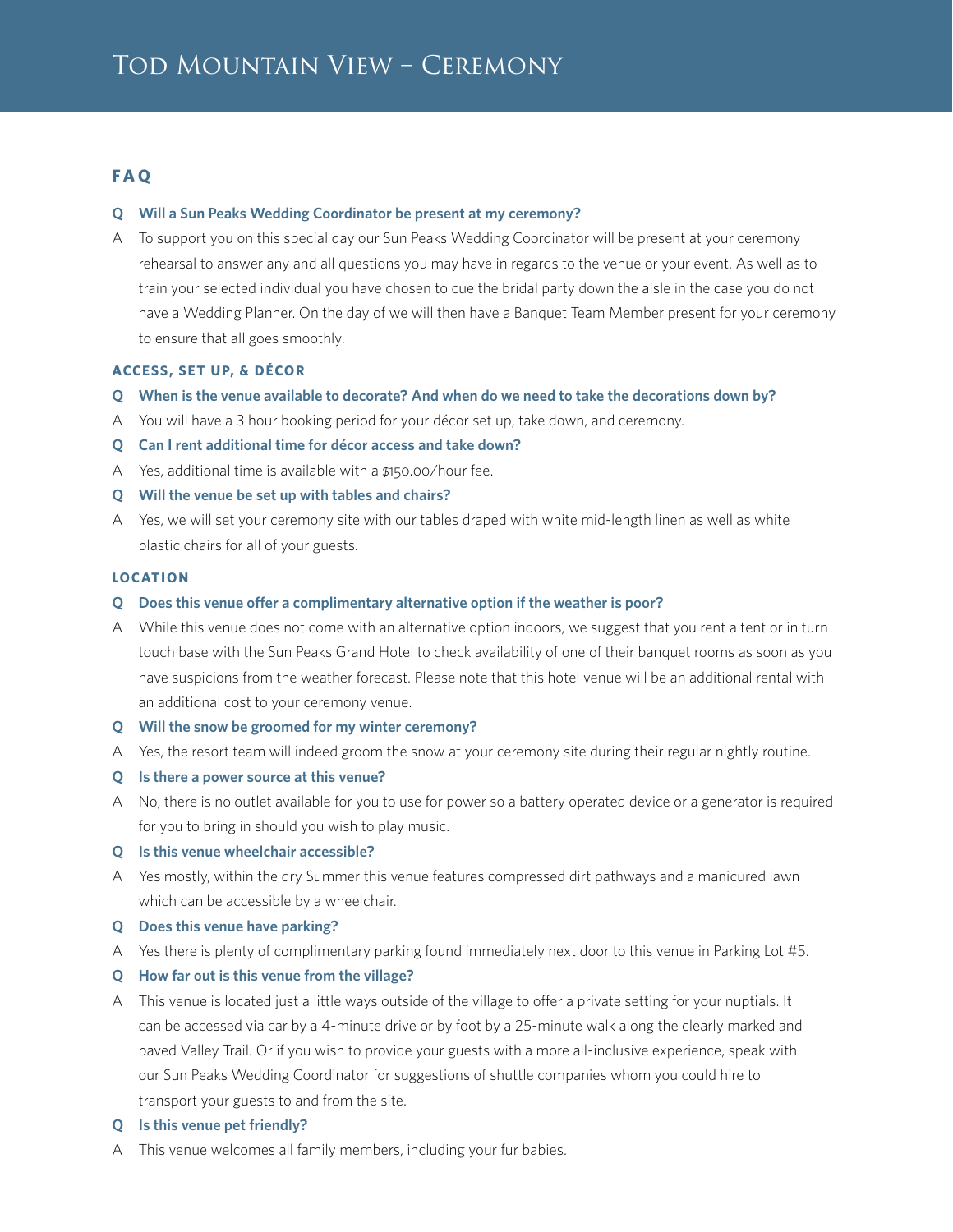# Tod Mountain View – Ceremony

## FAQ

**Q Will a Sun Peaks Wedding Coordinator be present at my ceremony?**

A To support you on this special day our Sun Peaks Wedding Coordinator will be present at your ceremony rehearsal to answer any and all questions you may have in regards to the venue or your event. As well as to train your selected individual you have chosen to cue the bridal party down the aisle in the case you do not have a Wedding Planner. On the day of we will then have a Banquet Team Member present for your ceremony to ensure that all goes smoothly.

### ACCESS, SET UP, & DÉCOR

**Q When is the venue available to decorate? And when do we need to take the decorations down by?**

A You will have a 3 hour booking period for your décor set up, take down, and ceremony.

**Q Can I rent additional time for décor access and take down?**

A Yes, additional time is available with a $150.00/hour fee.

**Q Will the venue be set up with tables and chairs?**

A Yes, we will set your ceremony site with our tables draped with white mid-length linen as well as white plastic chairs for all of your guests.

### LOCATION

**Q Does this venue offer a complimentary alternative option if the weather is poor?**

A While this venue does not come with an alternative option indoors, we suggest that you rent a tent or in turn touch base with the Sun Peaks Grand Hotel to check availability of one of their banquet rooms as soon as you have suspicions from the weather forecast. Please note that this hotel venue will be an additional rental with an additional cost to your ceremony venue.

**Q Will the snow be groomed for my winter ceremony?**

A Yes, the resort team will indeed groom the snow at your ceremony site during their regular nightly routine.

**Q Is there a power source at this venue?**

A No, there is no outlet available for you to use for power so a battery operated device or a generator is required for you to bring in should you wish to play music.

**Q Is this venue wheelchair accessible?**

A Yes mostly, within the dry Summer this venue features compressed dirt pathways and a manicured lawn which can be accessible by a wheelchair.

**Q Does this venue have parking?**

A Yes there is plenty of complimentary parking found immediately next door to this venue in Parking Lot #5.

**Q How far out is this venue from the village?**

A This venue is located just a little ways outside of the village to offer a private setting for your nuptials. It can be accessed via car by a 4-minute drive or by foot by a 25-minute walk along the clearly marked and paved Valley Trail. Or if you wish to provide your guests with a more all-inclusive experience, speak with our Sun Peaks Wedding Coordinator for suggestions of shuttle companies whom you could hire to transport your guests to and from the site.

**Q Is this venue pet friendly?**

A This venue welcomes all family members, including your fur babies.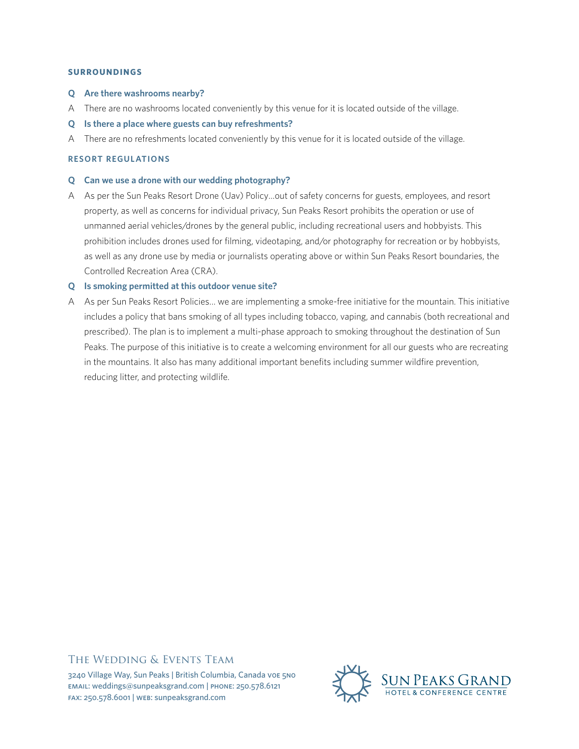## SURROUNDINGS

**Q Are there washrooms nearby?**

A There are no washrooms located conveniently by this venue for it is located outside of the village.

**Q Is there a place where guests can buy refreshments?**

A There are no refreshments located conveniently by this venue for it is located outside of the village.

## RESORT REGULATIONS

**Q Can we use a drone with our wedding photography?**

A As per the Sun Peaks Resort Drone (Uav) Policy…out of safety concerns for guests, employees, and resort property, as well as concerns for individual privacy, Sun Peaks Resort prohibits the operation or use of unmanned aerial vehicles/drones by the general public, including recreational users and hobbyists. This prohibition includes drones used for filming, videotaping, and/or photography for recreation or by hobbyists, as well as any drone use by media or journalists operating above or within Sun Peaks Resort boundaries, the Controlled Recreation Area (CRA).

**Q Is smoking permitted at this outdoor venue site?**

A As per Sun Peaks Resort Policies… we are implementing a smoke-free initiative for the mountain. This initiative includes a policy that bans smoking of all types including tobacco, vaping, and cannabis (both recreational and prescribed). The plan is to implement a multi-phase approach to smoking throughout the destination of Sun Peaks. The purpose of this initiative is to create a welcoming environment for all our guests who are recreating in the mountains. It also has many additional important benefits including summer wildfire prevention, reducing litter, and protecting wildlife.

The Wedding & Events Team

3240 Village Way, Sun Peaks | British Columbia, Canada V0E 5N0
EMAIL: weddings@sunpeaksgrand.com | PHONE: 250.578.6121
FAX: 250.578.6001 | WEB: sunpeaksgrand.com

Sun Peaks Grand
Hotel & Conference Centre